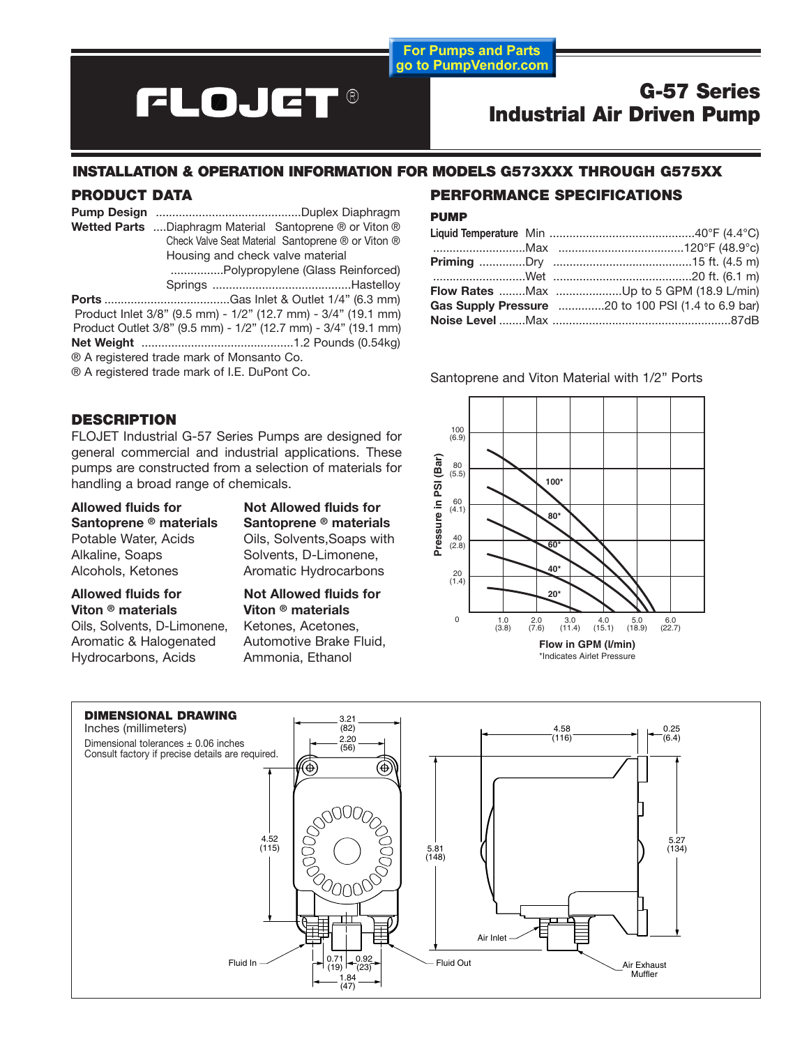For Pumps and Parts go to PumpVendor.com

# FLOJET®

# G-57 Series Industrial Air Driven Pump

## INSTALLATION & OPERATION INFORMATION FOR MODELS G573XXX THROUGH G575XX

## PRODUCT DATA

**Pump Design** ............................................Duplex Diaphragm

**Wetted Parts** ....Diaphragm Material Santoprene ® or Viton ®
Check Valve Seat Material Santoprene ® or Viton ®
Housing and check valve material ................Polypropylene (Glass Reinforced)
Springs ..........................................Hastelloy

**Ports** ......................................Gas Inlet & Outlet 1/4" (6.3 mm)
Product Inlet 3/8" (9.5 mm) - 1/2" (12.7 mm) - 3/4" (19.1 mm)
Product Outlet 3/8" (9.5 mm) - 1/2" (12.7 mm) - 3/4" (19.1 mm)

**Net Weight** ..............................................1.2 Pounds (0.54kg)

® A registered trade mark of Monsanto Co.
® A registered trade mark of I.E. DuPont Co.

## PERFORMANCE SPECIFICATIONS

### PUMP

**Liquid Temperature** Min ............................................40°F (4.4°C)
............................Max ......................................120°F (48.9°c)

**Priming** ..............Dry ..........................................15 ft. (4.5 m)
............................Wet ..........................................20 ft. (6.1 m)

**Flow Rates** ........Max ....................Up to 5 GPM (18.9 L/min)

**Gas Supply Pressure** ..............20 to 100 PSI (1.4 to 6.9 bar)

**Noise Level** ........Max ......................................................87dB

Santoprene and Viton Material with 1/2" Ports

*Indicates Airlet Pressure

## DESCRIPTION

FLOJET Industrial G-57 Series Pumps are designed for general commercial and industrial applications. These pumps are constructed from a selection of materials for handling a broad range of chemicals.

| Allowed fluids for Santoprene ® materials | Not Allowed fluids for Santoprene ® materials |
|---|---|
| Potable Water, Acids Alkaline, Soaps Alcohols, Ketones | Oils, Solvents,Soaps with Solvents, D-Limonene, Aromatic Hydrocarbons |

| Allowed fluids for Viton ® materials | Not Allowed fluids for Viton ® materials |
|---|---|
| Oils, Solvents, D-Limonene, Aromatic & Halogenated Hydrocarbons, Acids | Ketones, Acetones, Automotive Brake Fluid, Ammonia, Ethanol |

## DIMENSIONAL DRAWING

Inches (millimeters)
Dimensional tolerances ± 0.06 inches
Consult factory if precise details are required.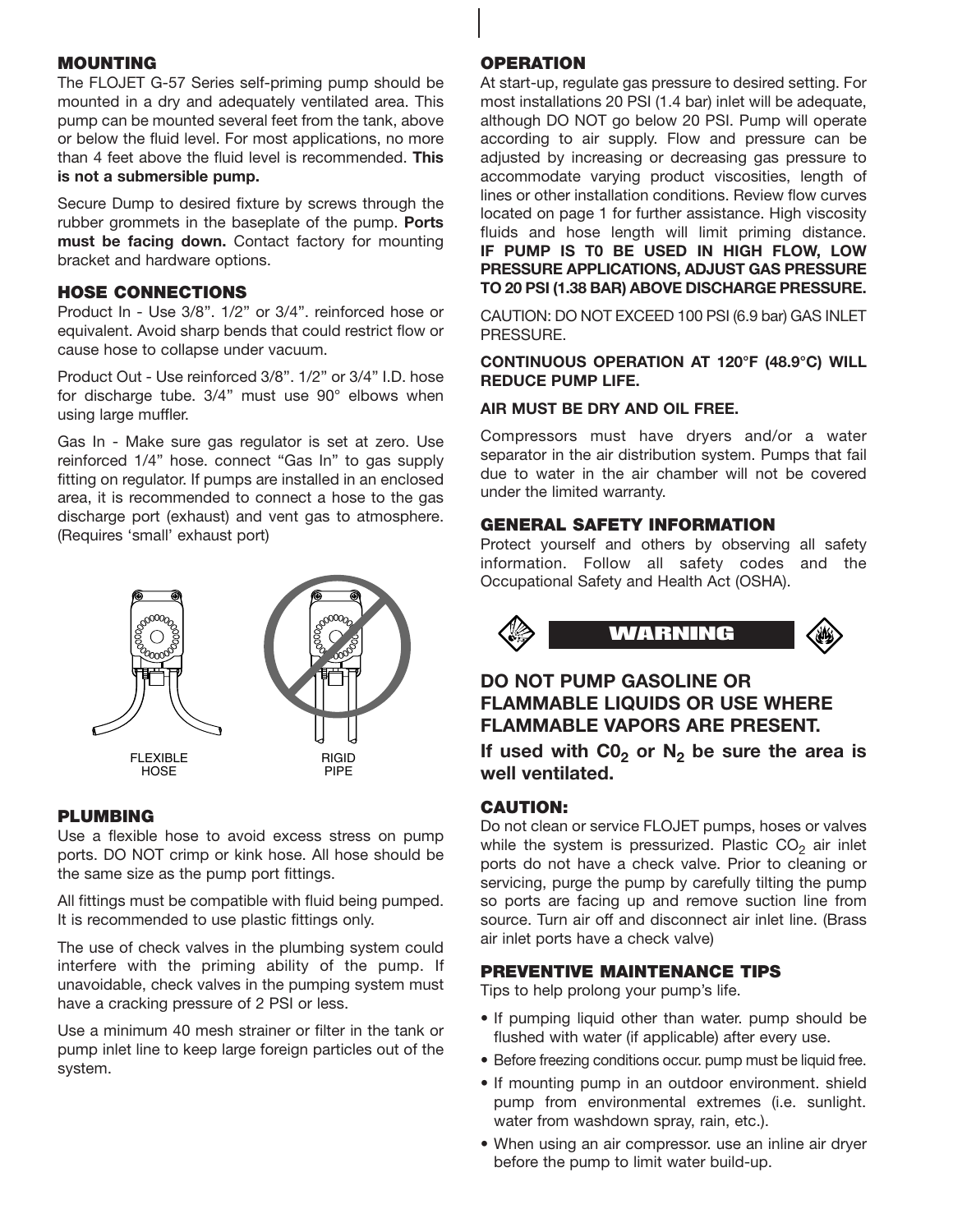## MOUNTING

The FLOJET G-57 Series self-priming pump should be mounted in a dry and adequately ventilated area. This pump can be mounted several feet from the tank, above or below the fluid level. For most applications, no more than 4 feet above the fluid level is recommended. **This is not a submersible pump.**

Secure Dump to desired fixture by screws through the rubber grommets in the baseplate of the pump. **Ports must be facing down.** Contact factory for mounting bracket and hardware options.

## HOSE CONNECTIONS

Product In - Use 3/8". 1/2" or 3/4". reinforced hose or equivalent. Avoid sharp bends that could restrict flow or cause hose to collapse under vacuum.

Product Out - Use reinforced 3/8". 1/2" or 3/4" I.D. hose for discharge tube. 3/4" must use 90° elbows when using large muffler.

Gas In - Make sure gas regulator is set at zero. Use reinforced 1/4" hose. connect "Gas In" to gas supply fitting on regulator. If pumps are installed in an enclosed area, it is recommended to connect a hose to the gas discharge port (exhaust) and vent gas to atmosphere. (Requires 'small' exhaust port)

FLEXIBLE HOSE

RIGID PIPE

## PLUMBING

Use a flexible hose to avoid excess stress on pump ports. DO NOT crimp or kink hose. All hose should be the same size as the pump port fittings.

All fittings must be compatible with fluid being pumped. It is recommended to use plastic fittings only.

The use of check valves in the plumbing system could interfere with the priming ability of the pump. If unavoidable, check valves in the pumping system must have a cracking pressure of 2 PSI or less.

Use a minimum 40 mesh strainer or filter in the tank or pump inlet line to keep large foreign particles out of the system.

## OPERATION

At start-up, regulate gas pressure to desired setting. For most installations 20 PSI (1.4 bar) inlet will be adequate, although DO NOT go below 20 PSI. Pump will operate according to air supply. Flow and pressure can be adjusted by increasing or decreasing gas pressure to accommodate varying product viscosities, length of lines or other installation conditions. Review flow curves located on page 1 for further assistance. High viscosity fluids and hose length will limit priming distance. **IF PUMP IS T0 BE USED IN HIGH FLOW, LOW PRESSURE APPLICATIONS, ADJUST GAS PRESSURE TO 20 PSI (1.38 BAR) ABOVE DISCHARGE PRESSURE.**

CAUTION: DO NOT EXCEED 100 PSI (6.9 bar) GAS INLET PRESSURE.

**CONTINUOUS OPERATION AT 120°F (48.9°C) WILL REDUCE PUMP LIFE.**

**AIR MUST BE DRY AND OIL FREE.**

Compressors must have dryers and/or a water separator in the air distribution system. Pumps that fail due to water in the air chamber will not be covered under the limited warranty.

## GENERAL SAFETY INFORMATION

Protect yourself and others by observing all safety information. Follow all safety codes and the Occupational Safety and Health Act (OSHA).

**WARNING**

### DO NOT PUMP GASOLINE OR FLAMMABLE LIQUIDS OR USE WHERE FLAMMABLE VAPORS ARE PRESENT.

**If used with $C0_2$ or $N_2$ be sure the area is well ventilated.**

## CAUTION:

Do not clean or service FLOJET pumps, hoses or valves while the system is pressurized. Plastic $CO_2$ air inlet ports do not have a check valve. Prior to cleaning or servicing, purge the pump by carefully tilting the pump so ports are facing up and remove suction line from source. Turn air off and disconnect air inlet line. (Brass air inlet ports have a check valve)

## PREVENTIVE MAINTENANCE TIPS

Tips to help prolong your pump's life.

- If pumping liquid other than water. pump should be flushed with water (if applicable) after every use.
- Before freezing conditions occur. pump must be liquid free.
- If mounting pump in an outdoor environment. shield pump from environmental extremes (i.e. sunlight. water from washdown spray, rain, etc.).
- When using an air compressor. use an inline air dryer before the pump to limit water build-up.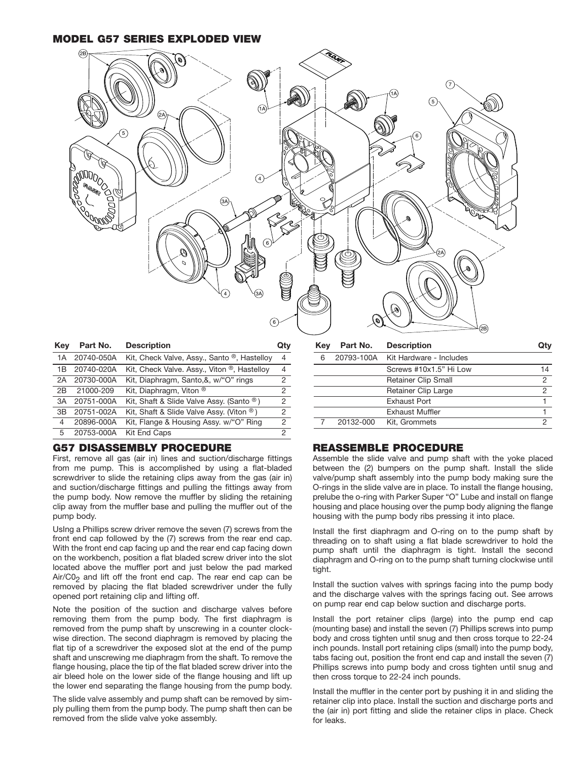## MODEL G57 SERIES EXPLODED VIEW

| Key | Part No. | Description | Qty |
|---|---|---|---|
| 1A | 20740-050A | Kit, Check Valve, Assy., Santo ®, Hastelloy | 4 |
| 1B | 20740-020A | Kit, Check Valve. Assy., Viton ®, Hastelloy | 4 |
| 2A | 20730-000A | Kit, Diaphragm, Santo,&, w/"O" rings | 2 |
| 2B | 21000-209 | Kit, Diaphragm, Viton ® | 2 |
| 3A | 20751-000A | Kit, Shaft & Slide Valve Assy. (Santo ®) | 2 |
| 3B | 20751-002A | Kit, Shaft & Slide Valve Assy. (Viton ®) | 2 |
| 4 | 20896-000A | Kit, Flange & Housing Assy. w/"O" Ring | 2 |
| 5 | 20753-000A | Kit End Caps | 2 |

| Key | Part No. | Description | Qty |
|---|---|---|---|
| 6 | 20793-100A | Kit Hardware - Includes | |
| | | Screws #10x1.5" Hi Low | 14 |
| | | Retainer Clip Small | 2 |
| | | Retainer Clip Large | 2 |
| | | Exhaust Port | 1 |
| | | Exhaust Muffler | 1 |
| 7 | 20132-000 | Kit, Grommets | 2 |

## G57 DISASSEMBLY PROCEDURE

First, remove all gas (air in) lines and suction/discharge fittings from me pump. This is accomplished by using a flat-bladed screwdriver to slide the retaining clips away from the gas (air in) and suction/discharge fittings and pulling the fittings away from the pump body. Now remove the muffler by sliding the retaining clip away from the muffler base and pulling the muffler out of the pump body.

UsIng a Phillips screw driver remove the seven (7) screws from the front end cap followed by the (7) screws from the rear end cap. With the front end cap facing up and the rear end cap facing down on the workbench, position a flat bladed screw driver into the slot located above the muffler port and just below the pad marked Air/$CO_2$ and lift off the front end cap. The rear end cap can be removed by placing the flat bladed screwdriver under the fully opened port retaining clip and lifting off.

Note the position of the suction and discharge valves before removing them from the pump body. The first diaphragm is removed from the pump shaft by unscrewing in a counter clockwise direction. The second diaphragm is removed by placing the flat tip of a screwdriver the exposed slot at the end of the pump shaft and unscrewing me diaphragm from the shaft. To remove the flange housing, place the tip of the flat bladed screw driver into the air bleed hole on the lower side of the flange housing and lift up the lower end separating the flange housing from the pump body.

The slide valve assembly and pump shaft can be removed by simply pulling them from the pump body. The pump shaft then can be removed from the slide valve yoke assembly.

## REASSEMBLE PROCEDURE

Assemble the slide valve and pump shaft with the yoke placed between the (2) bumpers on the pump shaft. Install the slide valve/pump shaft assembly into the pump body making sure the O-rings in the slide valve are in place. To install the flange housing, prelube the o-ring with Parker Super "O" Lube and install on flange housing and place housing over the pump body aligning the flange housing with the pump body ribs pressing it into place.

Install the first diaphragm and O-ring on to the pump shaft by threading on to shaft using a flat blade screwdriver to hold the pump shaft until the diaphragm is tight. Install the second diaphragm and O-ring on to the pump shaft turning clockwise until tight.

Install the suction valves with springs facing into the pump body and the discharge valves with the springs facing out. See arrows on pump rear end cap below suction and discharge ports.

Install the port retainer clips (large) into the pump end cap (mounting base) and install the seven (7) Phillips screws into pump body and cross tighten until snug and then cross torque to 22-24 inch pounds. Install port retaining clips (small) into the pump body, tabs facing out, position the front end cap and install the seven (7) Phillips screws into pump body and cross tighten until snug and then cross torque to 22-24 inch pounds.

Install the muffler in the center port by pushing it in and sliding the retainer clip into place. Install the suction and discharge ports and the (air in) port fitting and slide the retainer clips in place. Check for leaks.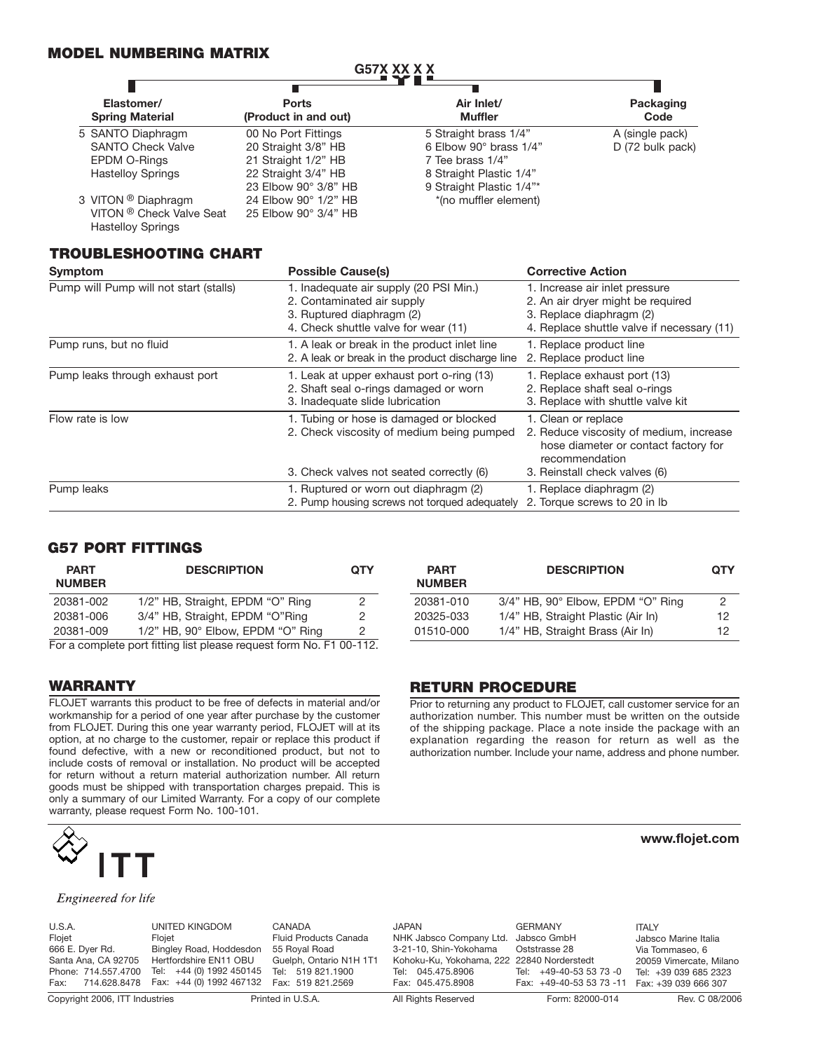## MODEL NUMBERING MATRIX

**G57X XX X X**

| Elastomer/ Spring Material | Ports (Product in and out) | Air Inlet/ Muffler | Packaging Code |
|---|---|---|---|
| 5 SANTO Diaphragm<br>SANTO Check Valve<br>EPDM O-Rings<br>Hastelloy Springs | 00 No Port Fittings<br>20 Straight 3/8" HB<br>21 Straight 1/2" HB<br>22 Straight 3/4" HB<br>23 Elbow 90° 3/8" HB<br>24 Elbow 90° 1/2" HB<br>25 Elbow 90° 3/4" HB | 5 Straight brass 1/4"<br>6 Elbow 90° brass 1/4"<br>7 Tee brass 1/4"<br>8 Straight Plastic 1/4"<br>9 Straight Plastic 1/4"*<br>*(no muffler element) | A (single pack)<br>D (72 bulk pack) |
| 3 VITON ® Diaphragm<br>VITON ® Check Valve Seat<br>Hastelloy Springs | | | |

## TROUBLESHOOTING CHART

| Symptom | Possible Cause(s) | Corrective Action |
|---|---|---|
| Pump will Pump will not start (stalls) | 1. Inadequate air supply (20 PSI Min.)<br>2. Contaminated air supply<br>3. Ruptured diaphragm (2)<br>4. Check shuttle valve for wear (11) | 1. Increase air inlet pressure<br>2. An air dryer might be required<br>3. Replace diaphragm (2)<br>4. Replace shuttle valve if necessary (11) |
| Pump runs, but no fluid | 1. A leak or break in the product inlet line<br>2. A leak or break in the product discharge line | 1. Replace product line<br>2. Replace product line |
| Pump leaks through exhaust port | 1. Leak at upper exhaust port o-ring (13)<br>2. Shaft seal o-rings damaged or worn<br>3. Inadequate slide lubrication | 1. Replace exhaust port (13)<br>2. Replace shaft seal o-rings<br>3. Replace with shuttle valve kit |
| Flow rate is low | 1. Tubing or hose is damaged or blocked<br>2. Check viscosity of medium being pumped<br>3. Check valves not seated correctly (6) | 1. Clean or replace<br>2. Reduce viscosity of medium, increase hose diameter or contact factory for recommendation<br>3. Reinstall check valves (6) |
| Pump leaks | 1. Ruptured or worn out diaphragm (2)<br>2. Pump housing screws not torqued adequately | 1. Replace diaphragm (2)<br>2. Torque screws to 20 in lb |

## G57 PORT FITTINGS

| PART NUMBER | DESCRIPTION | QTY |
|---|---|---|
| 20381-002 | 1/2" HB, Straight, EPDM "O" Ring | 2 |
| 20381-006 | 3/4" HB, Straight, EPDM "O"Ring | 2 |
| 20381-009 | 1/2" HB, 90° Elbow, EPDM "O" Ring | 2 |
| 20381-010 | 3/4" HB, 90° Elbow, EPDM "O" Ring | 2 |
| 20325-033 | 1/4" HB, Straight Plastic (Air In) | 12 |
| 01510-000 | 1/4" HB, Straight Brass (Air In) | 12 |

For a complete port fitting list please request form No. F1 00-112.

## WARRANTY

FLOJET warrants this product to be free of defects in material and/or workmanship for a period of one year after purchase by the customer from FLOJET. During this one year warranty period, FLOJET will at its option, at no charge to the customer, repair or replace this product if found defective, with a new or reconditioned product, but not to include costs of removal or installation. No product will be accepted for return without a return material authorization number. All return goods must be shipped with transportation charges prepaid. This is only a summary of our Limited Warranty. For a copy of our complete warranty, please request Form No. 100-101.

## RETURN PROCEDURE

Prior to returning any product to FLOJET, call customer service for an authorization number. This number must be written on the outside of the shipping package. Place a note inside the package with an explanation regarding the reason for return as well as the authorization number. Include your name, address and phone number.

ITT

*Engineered for life*

**www.flojet.com**

U.S.A.
Flojet
666 E. Dyer Rd.
Santa Ana, CA 92705
Phone: 714.557.4700
Fax: 714.628.8478

UNITED KINGDOM
Flojet
Bingley Road, Hoddesdon
Hertfordshire EN11 OBU
Tel: +44 (0) 1992 450145
Fax: +44 (0) 1992 467132

CANADA
Fluid Products Canada
55 Royal Road
Guelph, Ontario N1H 1T1
Tel: 519 821.1900
Fax: 519 821.2569

JAPAN
NHK Jabsco Company Ltd.
3-21-10, Shin-Yokohama
Kohoku-Ku, Yokohama, 222
Tel: 045.475.8906
Fax: 045.475.8908

GERMANY
Jabsco GmbH
Oststrasse 28
22840 Norderstedt
Tel: +49-40-53 53 73 -0
Fax: +49-40-53 53 73 -11

ITALY
Jabsco Marine Italia
Via Tommaseo, 6
20059 Vimercate, Milano
Tel: +39 039 685 2323
Fax: +39 039 666 307

Copyright 2006, ITT Industries | Printed in U.S.A. | All Rights Reserved | Form: 82000-014 | Rev. C 08/2006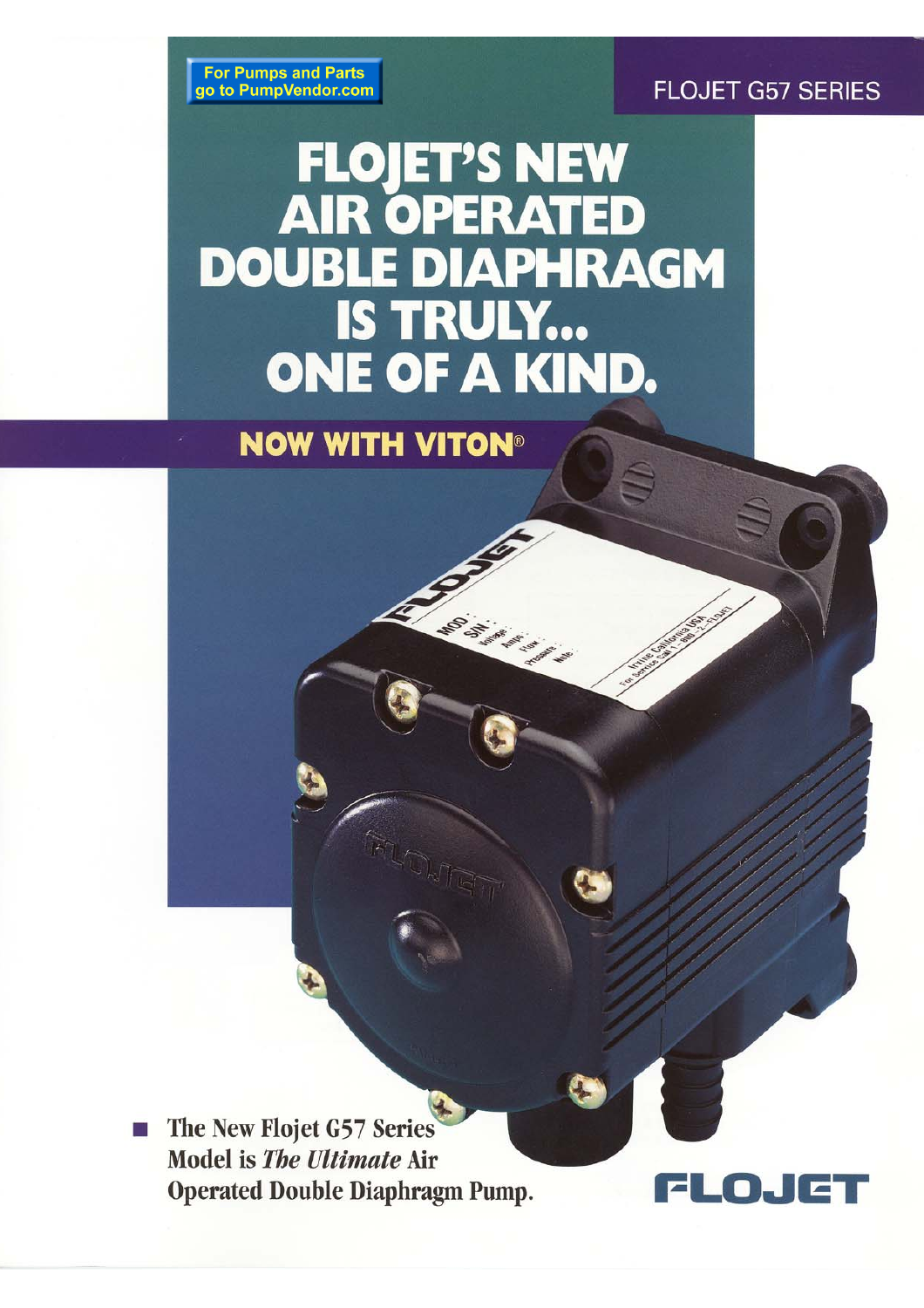For Pumps and Parts go to PumpVendor.com

FLOJET G57 SERIES

# FLOJET'S NEW AIR OPERATED DOUBLE DIAPHRAGM IS TRULY... ONE OF A KIND.

## NOW WITH VITON®

- The New Flojet G57 Series Model is ***The Ultimate*** Air Operated Double Diaphragm Pump.

FLOJET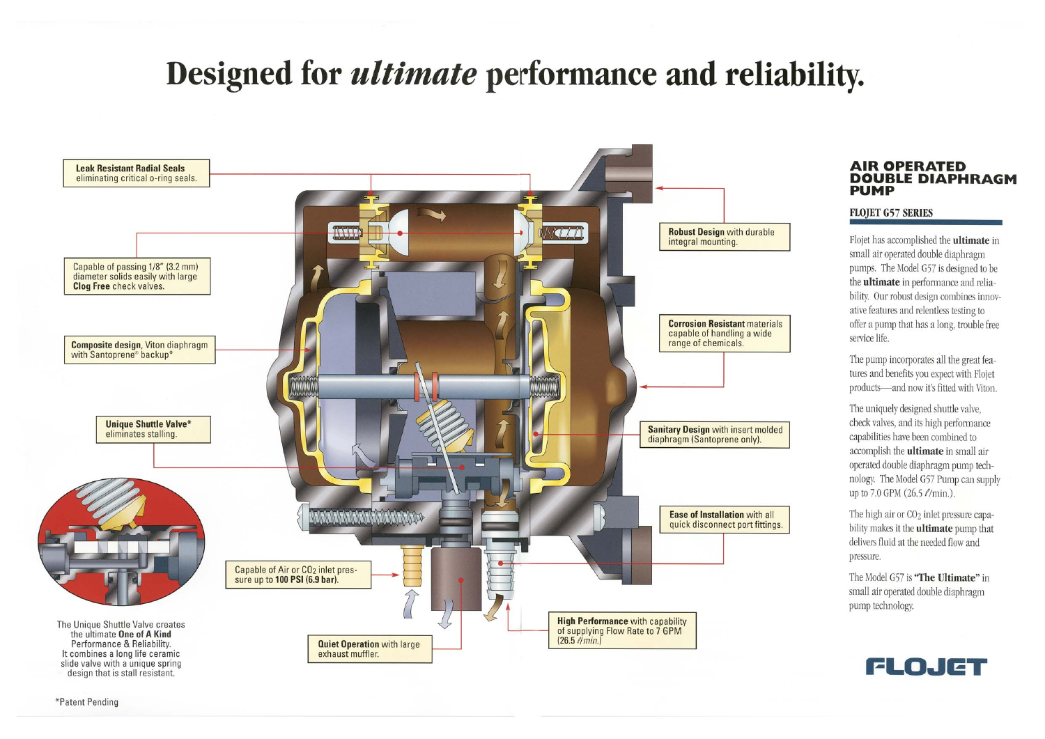# Designed for *ultimate* performance and reliability.

**Leak Resistant Radial Seals** eliminating critical o-ring seals.

Capable of passing 1/8" (3.2 mm) diameter solids easily with large **Clog Free** check valves.

**Composite design**, Viton diaphragm with Santoprene® backup*

**Unique Shuttle Valve*** eliminates stalling.

The Unique Shuttle Valve creates the ultimate **One of A Kind** Performance & Reliability. It combines a long life ceramic slide valve with a unique spring design that is stall resistant.

Capable of Air or $CO_2$ inlet pressure up to **100 PSI (6.9 bar)**.

**Quiet Operation** with large exhaust muffler.

**Robust Design** with durable integral mounting.

**Corrosion Resistant** materials capable of handling a wide range of chemicals.

**Sanitary Design** with insert molded diaphragm (Santoprene only).

**Ease of Installation** with all quick disconnect port fittings.

**High Performance** with capability of supplying Flow Rate to 7 GPM (26.5 ℓ/min.)

*Patent Pending

## AIR OPERATED DOUBLE DIAPHRAGM PUMP

### FLOJET G57 SERIES

Flojet has accomplished the **ultimate** in small air operated double diaphragm pumps. The Model G57 is designed to be the **ultimate** in performance and reliability. Our robust design combines innovative features and relentless testing to offer a pump that has a long, trouble free service life.

The pump incorporates all the great features and benefits you expect with Flojet products—and now it's fitted with Viton.

The uniquely designed shuttle valve, check valves, and its high performance capabilities have been combined to accomplish the **ultimate** in small air operated double diaphragm pump technology. The Model G57 Pump can supply up to 7.0 GPM (26.5 ℓ/min.).

The high air or $CO_2$ inlet pressure capability makes it the **ultimate** pump that delivers fluid at the needed flow and pressure.

The Model G57 is **"The Ultimate"** in small air operated double diaphragm pump technology.

FLOJET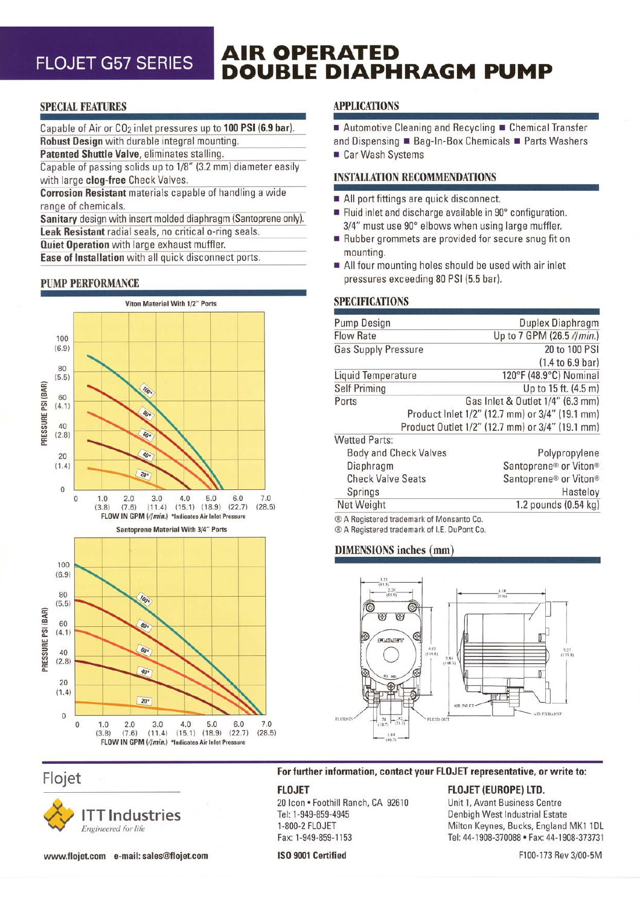# FLOJET G57 SERIES

# AIR OPERATED DOUBLE DIAPHRAGM PUMP

## SPECIAL FEATURES

Capable of Air or $CO_2$ inlet pressures up to **100 PSI (6.9 bar)**.

**Robust Design** with durable integral mounting.

**Patented Shuttle Valve**, eliminates stalling.

Capable of passing solids up to 1/8" (3.2 mm) diameter easily with large **clog-free** Check Valves.

**Corrosion Resistant** materials capable of handling a wide range of chemicals.

**Sanitary** design with insert molded diaphragm (Santoprene only).

**Leak Resistant** radial seals, no critical o-ring seals.

**Quiet Operation** with large exhaust muffler.

**Ease of Installation** with all quick disconnect ports.

## PUMP PERFORMANCE

Viton Material With 1/2" Ports

PRESSURE PSI (BAR)
100 (6.9)
80 (5.5)
60 (4.1)
40 (2.8)
20 (1.4)
0

100* 80* 60* 40* 20*

0 1.0 (3.8) 2.0 (7.6) 3.0 (11.4) 4.0 (15.1) 5.0 (18.9) 6.0 (22.7) 7.0 (28.5)

FLOW IN GPM (ℓ/min.) *Indicates Air Inlet Pressure

Santoprene Material With 3/4" Ports

PRESSURE PSI (BAR)
100 (6.9)
80 (5.5)
60 (4.1)
40 (2.8)
20 (1.4)
0

100* 80* 60* 40* 20*

0 1.0 (3.8) 2.0 (7.6) 3.0 (11.4) 4.0 (15.1) 5.0 (18.9) 6.0 (22.7) 7.0 (28.5)

FLOW IN GPM (ℓ/min.) *Indicates Air Inlet Pressure

## APPLICATIONS

- Automotive Cleaning and Recycling
- Chemical Transfer and Dispensing
- Bag-In-Box Chemicals
- Parts Washers
- Car Wash Systems

## INSTALLATION RECOMMENDATIONS

- All port fittings are quick disconnect.
- Fluid inlet and discharge available in 90° configuration. 3/4" must use 90° elbows when using large muffler.
- Rubber grommets are provided for secure snug fit on mounting.
- All four mounting holes should be used with air inlet pressures exceeding 80 PSI (5.5 bar).

## SPECIFICATIONS

| | |
|---|---|
| Pump Design | Duplex Diaphragm |
| Flow Rate | Up to 7 GPM (26.5 ℓ/min.) |
| Gas Supply Pressure | 20 to 100 PSI (1.4 to 6.9 bar) |
| Liquid Temperature | 120°F (48.9°C) Nominal |
| Self Priming | Up to 15 ft. (4.5 m) |
| Ports | Gas Inlet & Outlet 1/4" (6.3 mm) |
| | Product Inlet 1/2" (12.7 mm) or 3/4" (19.1 mm) |
| | Product Outlet 1/2" (12.7 mm) or 3/4" (19.1 mm) |
| Wetted Parts: | |
| Body and Check Valves | Polypropylene |
| Diaphragm | Santoprene® or Viton® |
| Check Valve Seats | Santoprene® or Viton® |
| Springs | Hasteloy |
| Net Weight | 1.2 pounds (0.54 kg) |

® A Registered trademark of Monsanto Co.

® A Registered trademark of I.E. DuPont Co.

## DIMENSIONS inches (mm)

3.21 (81.5)
2.20 (55.9)
4.58 (116)
4.52 (114.8)
5.84 (148.3)
5.27 (133.9)
FLUID IN
FLUID OUT
AIR INLET
AIR EXHAUST
.74 (18.7)
.92 (23.3)
1.84 (46.7)

---

Flojet

ITT Industries
*Engineered for life*

www.flojet.com e-mail: sales@flojet.com

**For further information, contact your FLOJET representative, or write to:**

**FLOJET**
20 Icon • Foothill Ranch, CA 92610
Tel: 1-949-859-4945
1-800-2 FLOJET
Fax: 1-949-859-1153

**ISO 9001 Certified**

**FLOJET (EUROPE) LTD.**
Unit 1, Avant Business Centre
Denbigh West Industrial Estate
Milton Keynes, Bucks, England MK1 1DL
Tel: 44-1908-370088 • Fax: 44-1908-373731

F100-173 Rev 3/00-5M